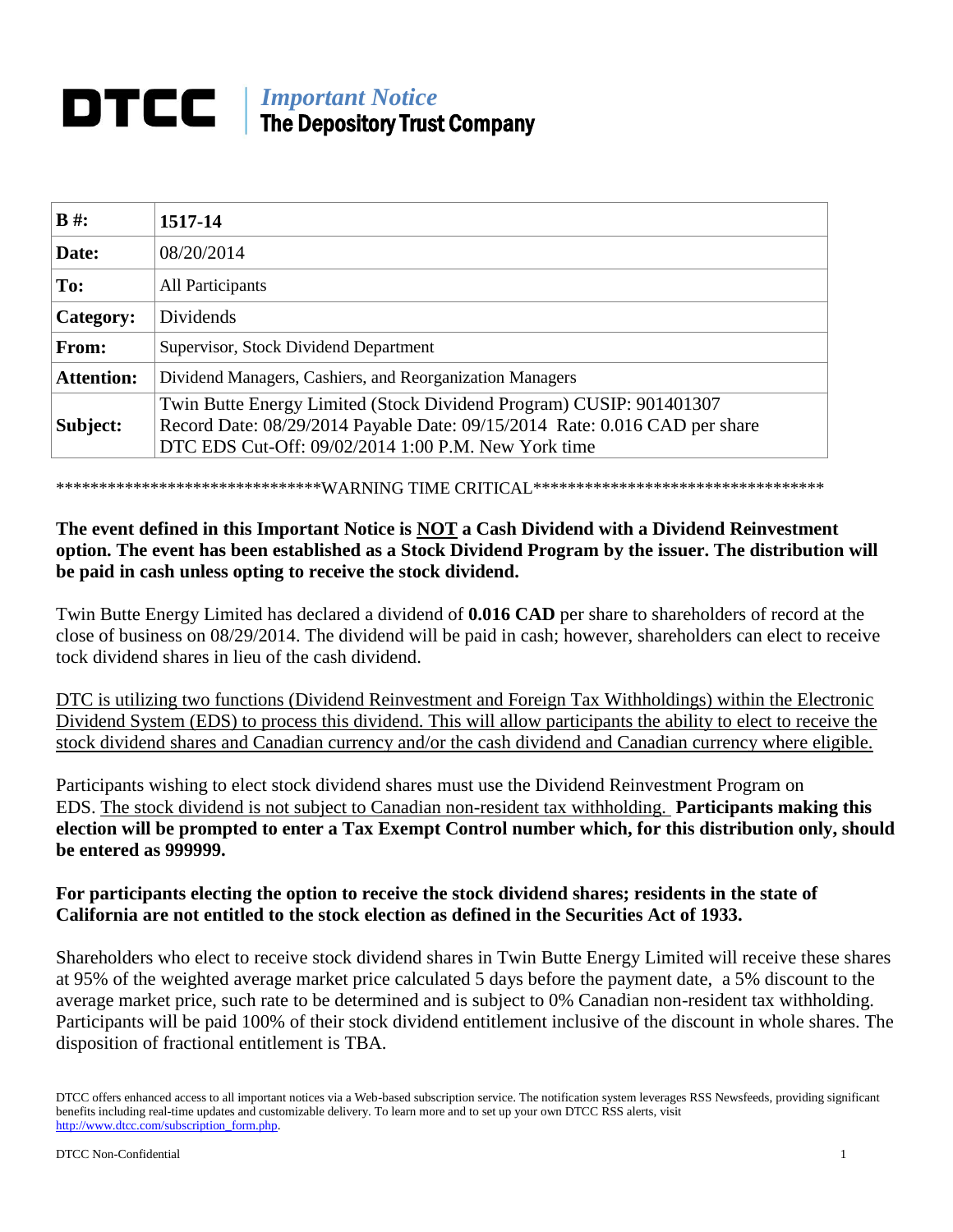# DTCC | *Important Notice* The Depository Trust Company

| **B #:** | **1517-14** |
|---|---|
| **Date:** | 08/20/2014 |
| **To:** | All Participants |
| **Category:** | Dividends |
| **From:** | Supervisor, Stock Dividend Department |
| **Attention:** | Dividend Managers, Cashiers, and Reorganization Managers |
| **Subject:** | Twin Butte Energy Limited (Stock Dividend Program) CUSIP: 901401307 Record Date: 08/29/2014 Payable Date: 09/15/2014 Rate: 0.016 CAD per share DTC EDS Cut-Off: 09/02/2014 1:00 P.M. New York time |

******************************WARNING TIME CRITICAL**********************************

**The event defined in this Important Notice is NOT a Cash Dividend with a Dividend Reinvestment option. The event has been established as a Stock Dividend Program by the issuer. The distribution will be paid in cash unless opting to receive the stock dividend.**

Twin Butte Energy Limited has declared a dividend of **0.016 CAD** per share to shareholders of record at the close of business on 08/29/2014. The dividend will be paid in cash; however, shareholders can elect to receive tock dividend shares in lieu of the cash dividend.

DTC is utilizing two functions (Dividend Reinvestment and Foreign Tax Withholdings) within the Electronic Dividend System (EDS) to process this dividend. This will allow participants the ability to elect to receive the stock dividend shares and Canadian currency and/or the cash dividend and Canadian currency where eligible.

Participants wishing to elect stock dividend shares must use the Dividend Reinvestment Program on EDS. The stock dividend is not subject to Canadian non-resident tax withholding. **Participants making this election will be prompted to enter a Tax Exempt Control number which, for this distribution only, should be entered as 999999.**

**For participants electing the option to receive the stock dividend shares; residents in the state of California are not entitled to the stock election as defined in the Securities Act of 1933.**

Shareholders who elect to receive stock dividend shares in Twin Butte Energy Limited will receive these shares at 95% of the weighted average market price calculated 5 days before the payment date, a 5% discount to the average market price, such rate to be determined and is subject to 0% Canadian non-resident tax withholding. Participants will be paid 100% of their stock dividend entitlement inclusive of the discount in whole shares. The disposition of fractional entitlement is TBA.

DTCC offers enhanced access to all important notices via a Web-based subscription service. The notification system leverages RSS Newsfeeds, providing significant benefits including real-time updates and customizable delivery. To learn more and to set up your own DTCC RSS alerts, visit http://www.dtcc.com/subscription_form.php.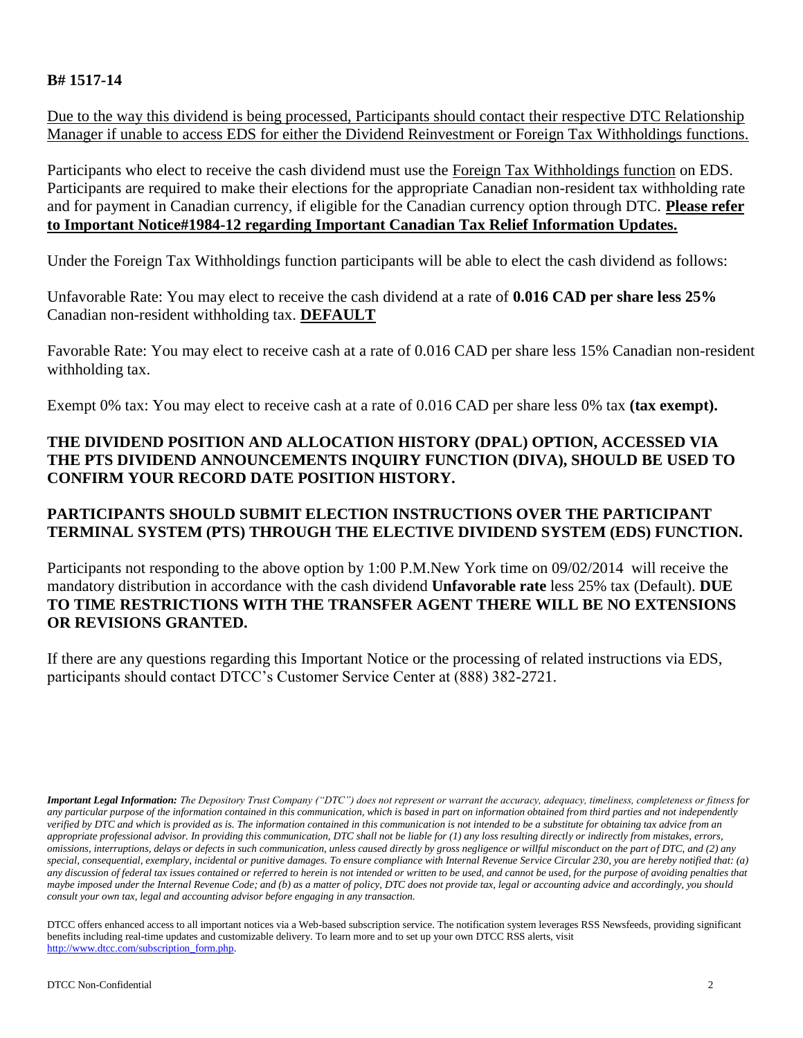**B# 1517-14**

Due to the way this dividend is being processed, Participants should contact their respective DTC Relationship Manager if unable to access EDS for either the Dividend Reinvestment or Foreign Tax Withholdings functions.

Participants who elect to receive the cash dividend must use the Foreign Tax Withholdings function on EDS. Participants are required to make their elections for the appropriate Canadian non-resident tax withholding rate and for payment in Canadian currency, if eligible for the Canadian currency option through DTC. **Please refer to Important Notice#1984-12 regarding Important Canadian Tax Relief Information Updates.**

Under the Foreign Tax Withholdings function participants will be able to elect the cash dividend as follows:

Unfavorable Rate: You may elect to receive the cash dividend at a rate of **0.016 CAD per share less 25%** Canadian non-resident withholding tax. **DEFAULT**

Favorable Rate: You may elect to receive cash at a rate of 0.016 CAD per share less 15% Canadian non-resident withholding tax.

Exempt 0% tax: You may elect to receive cash at a rate of 0.016 CAD per share less 0% tax **(tax exempt).**

**THE DIVIDEND POSITION AND ALLOCATION HISTORY (DPAL) OPTION, ACCESSED VIA THE PTS DIVIDEND ANNOUNCEMENTS INQUIRY FUNCTION (DIVA), SHOULD BE USED TO CONFIRM YOUR RECORD DATE POSITION HISTORY.**

**PARTICIPANTS SHOULD SUBMIT ELECTION INSTRUCTIONS OVER THE PARTICIPANT TERMINAL SYSTEM (PTS) THROUGH THE ELECTIVE DIVIDEND SYSTEM (EDS) FUNCTION.**

Participants not responding to the above option by 1:00 P.M.New York time on 09/02/2014 will receive the mandatory distribution in accordance with the cash dividend **Unfavorable rate** less 25% tax (Default). **DUE TO TIME RESTRICTIONS WITH THE TRANSFER AGENT THERE WILL BE NO EXTENSIONS OR REVISIONS GRANTED.**

If there are any questions regarding this Important Notice or the processing of related instructions via EDS, participants should contact DTCC's Customer Service Center at (888) 382-2721.

***Important Legal Information:*** *The Depository Trust Company ("DTC") does not represent or warrant the accuracy, adequacy, timeliness, completeness or fitness for any particular purpose of the information contained in this communication, which is based in part on information obtained from third parties and not independently verified by DTC and which is provided as is. The information contained in this communication is not intended to be a substitute for obtaining tax advice from an appropriate professional advisor. In providing this communication, DTC shall not be liable for (1) any loss resulting directly or indirectly from mistakes, errors, omissions, interruptions, delays or defects in such communication, unless caused directly by gross negligence or willful misconduct on the part of DTC, and (2) any special, consequential, exemplary, incidental or punitive damages. To ensure compliance with Internal Revenue Service Circular 230, you are hereby notified that: (a) any discussion of federal tax issues contained or referred to herein is not intended or written to be used, and cannot be used, for the purpose of avoiding penalties that maybe imposed under the Internal Revenue Code; and (b) as a matter of policy, DTC does not provide tax, legal or accounting advice and accordingly, you should consult your own tax, legal and accounting advisor before engaging in any transaction.*

DTCC offers enhanced access to all important notices via a Web-based subscription service. The notification system leverages RSS Newsfeeds, providing significant benefits including real-time updates and customizable delivery. To learn more and to set up your own DTCC RSS alerts, visit http://www.dtcc.com/subscription_form.php.

DTCC Non-Confidential